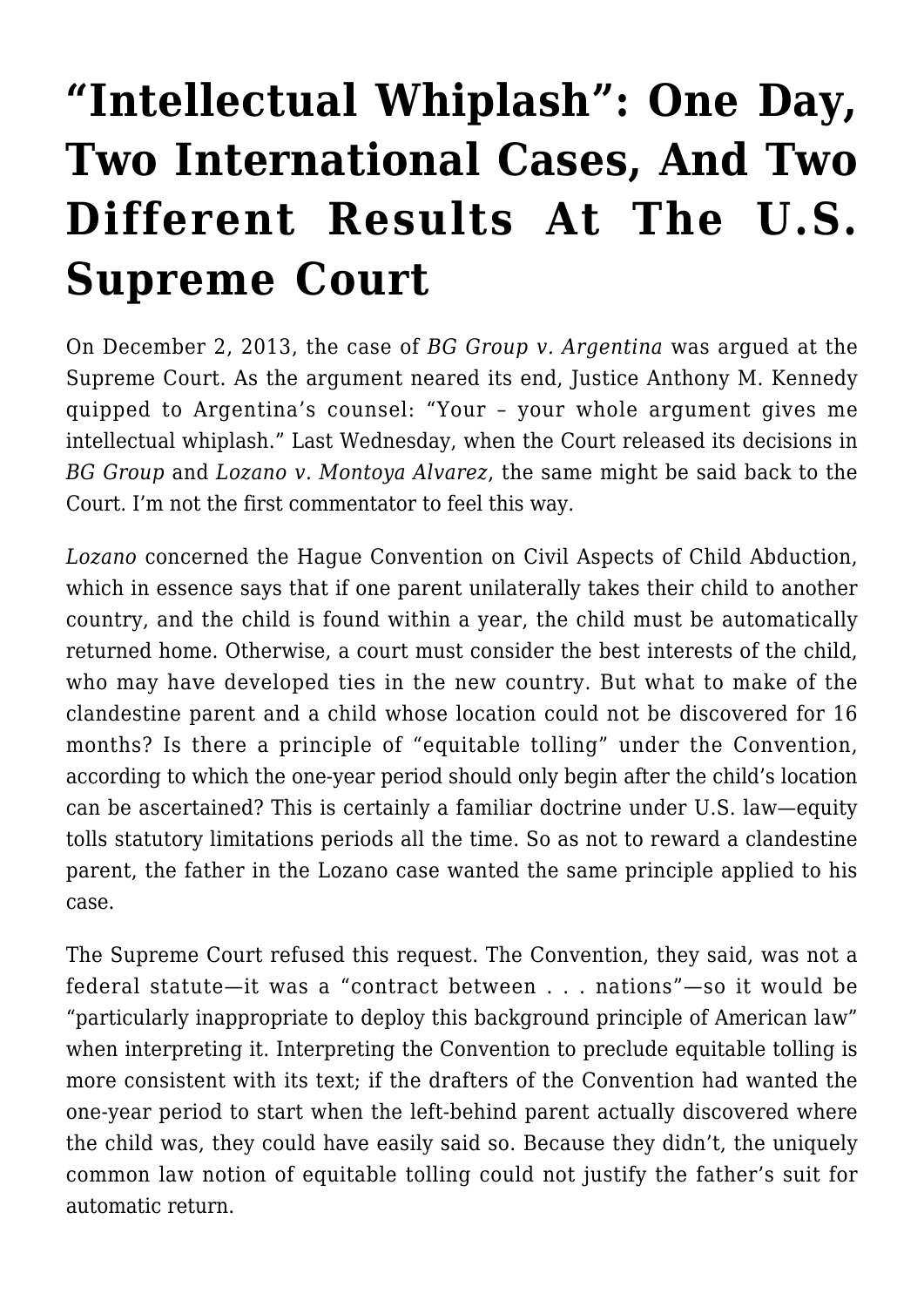# "Intellectual Whiplash": One Day, Two International Cases, And Two Different Results At The U.S. Supreme Court

On December 2, 2013, the case of *BG Group v. Argentina* was argued at the Supreme Court. As the argument neared its end, Justice Anthony M. Kennedy quipped to Argentina's counsel: "Your – your whole argument gives me intellectual whiplash." Last Wednesday, when the Court released its decisions in *BG Group* and *Lozano v. Montoya Alvarez*, the same might be said back to the Court. I'm not the first commentator to feel this way.

*Lozano* concerned the Hague Convention on Civil Aspects of Child Abduction, which in essence says that if one parent unilaterally takes their child to another country, and the child is found within a year, the child must be automatically returned home. Otherwise, a court must consider the best interests of the child, who may have developed ties in the new country. But what to make of the clandestine parent and a child whose location could not be discovered for 16 months? Is there a principle of "equitable tolling" under the Convention, according to which the one-year period should only begin after the child's location can be ascertained? This is certainly a familiar doctrine under U.S. law—equity tolls statutory limitations periods all the time. So as not to reward a clandestine parent, the father in the Lozano case wanted the same principle applied to his case.

The Supreme Court refused this request. The Convention, they said, was not a federal statute—it was a "contract between . . . nations"—so it would be "particularly inappropriate to deploy this background principle of American law" when interpreting it. Interpreting the Convention to preclude equitable tolling is more consistent with its text; if the drafters of the Convention had wanted the one-year period to start when the left-behind parent actually discovered where the child was, they could have easily said so. Because they didn't, the uniquely common law notion of equitable tolling could not justify the father's suit for automatic return.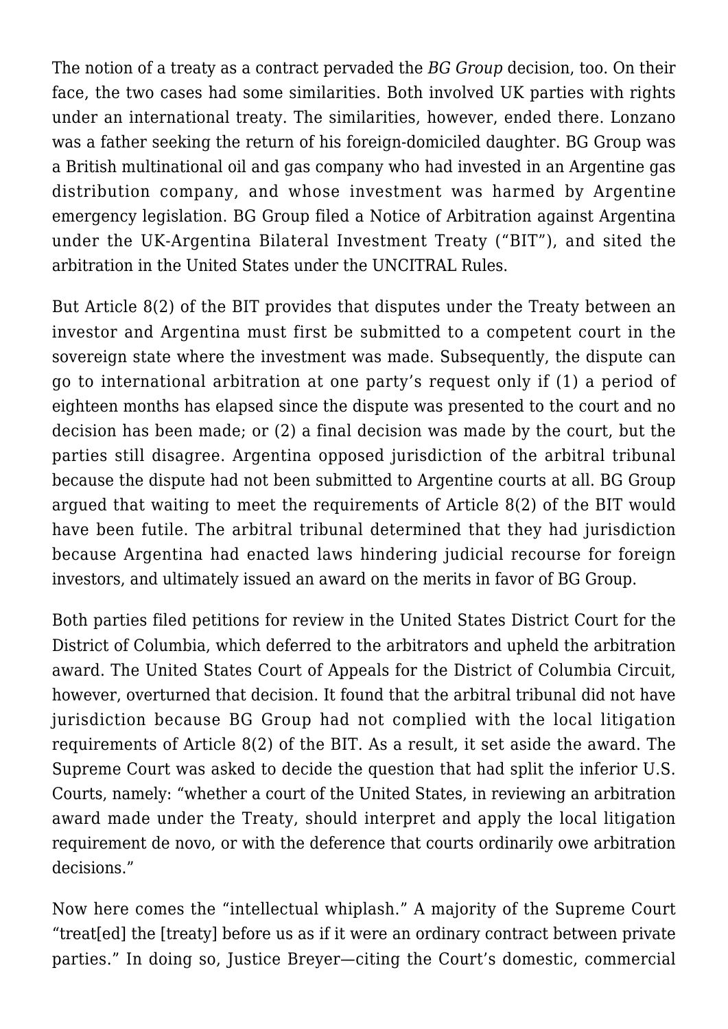The notion of a treaty as a contract pervaded the *BG Group* decision, too. On their face, the two cases had some similarities. Both involved UK parties with rights under an international treaty. The similarities, however, ended there. Lonzano was a father seeking the return of his foreign-domiciled daughter. BG Group was a British multinational oil and gas company who had invested in an Argentine gas distribution company, and whose investment was harmed by Argentine emergency legislation. BG Group filed a Notice of Arbitration against Argentina under the UK-Argentina Bilateral Investment Treaty ("BIT"), and sited the arbitration in the United States under the UNCITRAL Rules.

But Article 8(2) of the BIT provides that disputes under the Treaty between an investor and Argentina must first be submitted to a competent court in the sovereign state where the investment was made. Subsequently, the dispute can go to international arbitration at one party's request only if (1) a period of eighteen months has elapsed since the dispute was presented to the court and no decision has been made; or (2) a final decision was made by the court, but the parties still disagree. Argentina opposed jurisdiction of the arbitral tribunal because the dispute had not been submitted to Argentine courts at all. BG Group argued that waiting to meet the requirements of Article 8(2) of the BIT would have been futile. The arbitral tribunal determined that they had jurisdiction because Argentina had enacted laws hindering judicial recourse for foreign investors, and ultimately issued an award on the merits in favor of BG Group.

Both parties filed petitions for review in the United States District Court for the District of Columbia, which deferred to the arbitrators and upheld the arbitration award. The United States Court of Appeals for the District of Columbia Circuit, however, overturned that decision. It found that the arbitral tribunal did not have jurisdiction because BG Group had not complied with the local litigation requirements of Article 8(2) of the BIT. As a result, it set aside the award. The Supreme Court was asked to decide the question that had split the inferior U.S. Courts, namely: "whether a court of the United States, in reviewing an arbitration award made under the Treaty, should interpret and apply the local litigation requirement de novo, or with the deference that courts ordinarily owe arbitration decisions."

Now here comes the "intellectual whiplash." A majority of the Supreme Court "treat[ed] the [treaty] before us as if it were an ordinary contract between private parties." In doing so, Justice Breyer—citing the Court's domestic, commercial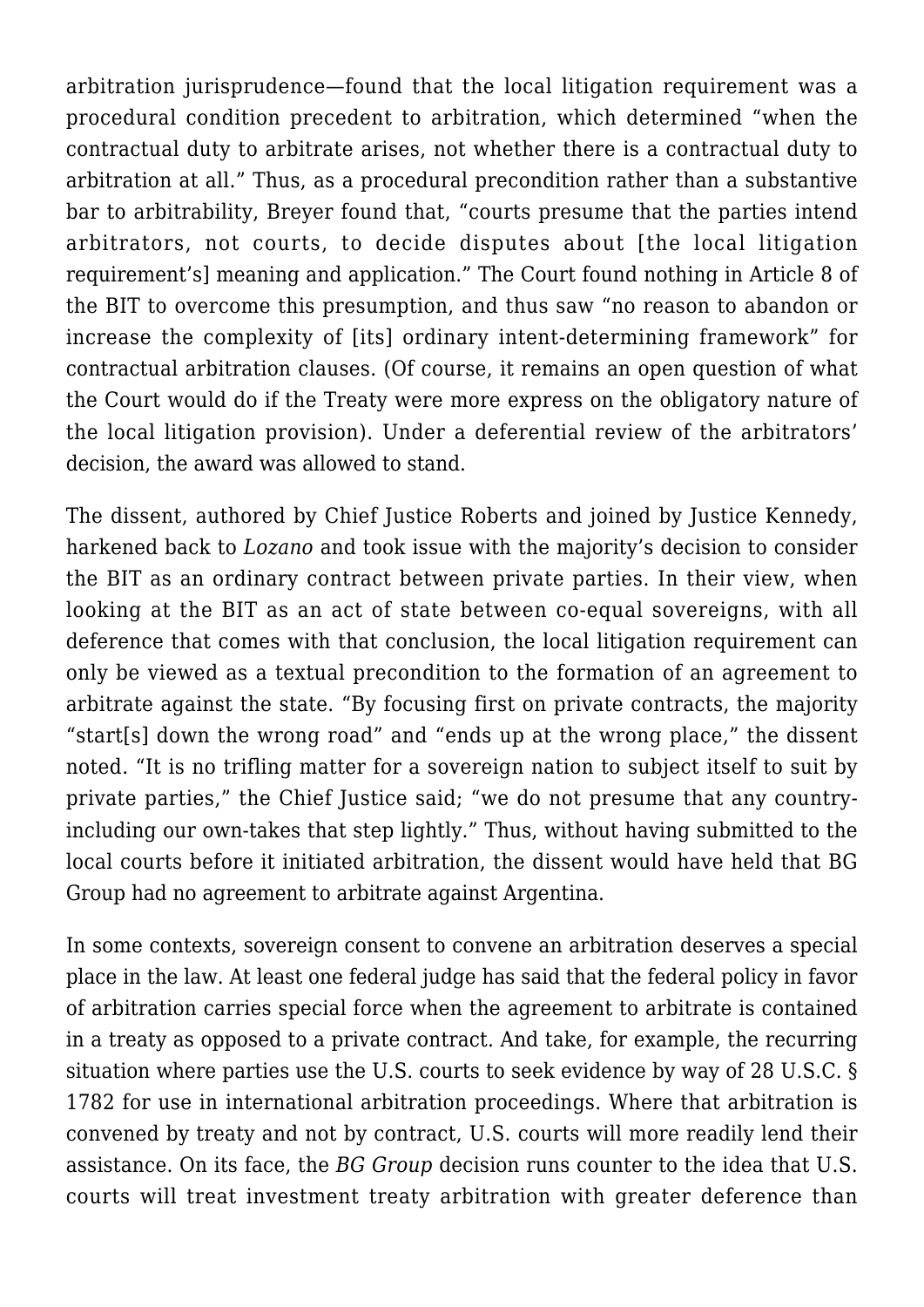arbitration jurisprudence—found that the local litigation requirement was a procedural condition precedent to arbitration, which determined "when the contractual duty to arbitrate arises, not whether there is a contractual duty to arbitration at all." Thus, as a procedural precondition rather than a substantive bar to arbitrability, Breyer found that, "courts presume that the parties intend arbitrators, not courts, to decide disputes about [the local litigation requirement's] meaning and application." The Court found nothing in Article 8 of the BIT to overcome this presumption, and thus saw "no reason to abandon or increase the complexity of [its] ordinary intent-determining framework" for contractual arbitration clauses. (Of course, it remains an open question of what the Court would do if the Treaty were more express on the obligatory nature of the local litigation provision). Under a deferential review of the arbitrators' decision, the award was allowed to stand.

The dissent, authored by Chief Justice Roberts and joined by Justice Kennedy, harkened back to *Lozano* and took issue with the majority's decision to consider the BIT as an ordinary contract between private parties. In their view, when looking at the BIT as an act of state between co-equal sovereigns, with all deference that comes with that conclusion, the local litigation requirement can only be viewed as a textual precondition to the formation of an agreement to arbitrate against the state. "By focusing first on private contracts, the majority "start[s] down the wrong road" and "ends up at the wrong place," the dissent noted. "It is no trifling matter for a sovereign nation to subject itself to suit by private parties," the Chief Justice said; "we do not presume that any country-including our own-takes that step lightly." Thus, without having submitted to the local courts before it initiated arbitration, the dissent would have held that BG Group had no agreement to arbitrate against Argentina.

In some contexts, sovereign consent to convene an arbitration deserves a special place in the law. At least one federal judge has said that the federal policy in favor of arbitration carries special force when the agreement to arbitrate is contained in a treaty as opposed to a private contract. And take, for example, the recurring situation where parties use the U.S. courts to seek evidence by way of 28 U.S.C. § 1782 for use in international arbitration proceedings. Where that arbitration is convened by treaty and not by contract, U.S. courts will more readily lend their assistance. On its face, the *BG Group* decision runs counter to the idea that U.S. courts will treat investment treaty arbitration with greater deference than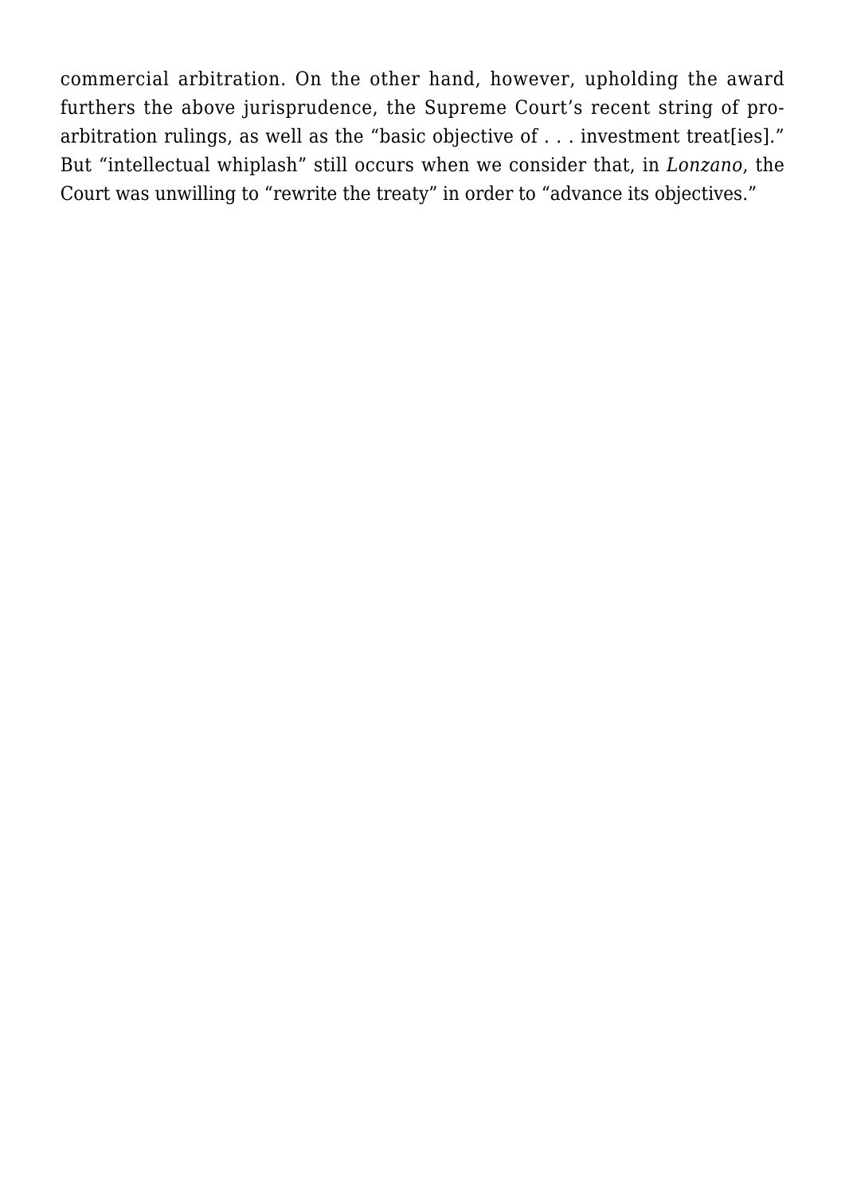commercial arbitration. On the other hand, however, upholding the award furthers the above jurisprudence, the Supreme Court's recent string of pro-arbitration rulings, as well as the "basic objective of . . . investment treat[ies]." But "intellectual whiplash" still occurs when we consider that, in *Lonzano*, the Court was unwilling to "rewrite the treaty" in order to "advance its objectives."